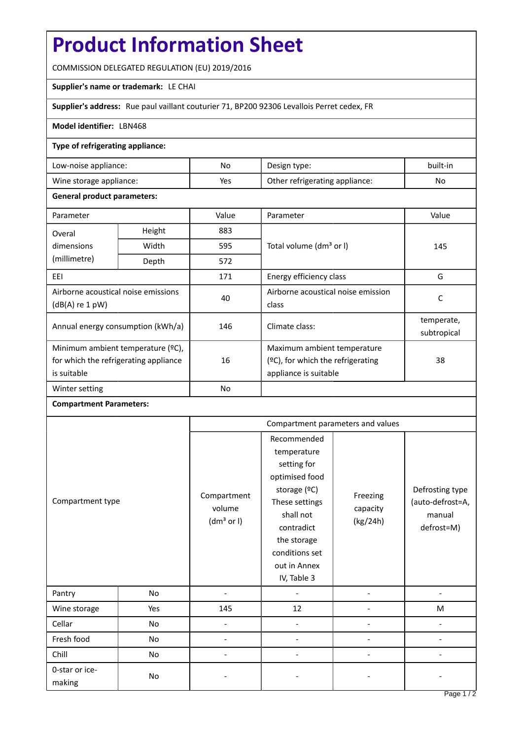# Product Information Sheet

COMMISSION DELEGATED REGULATION (EU) 2019/2016

**Supplier's name or trademark:** LE CHAI

**Supplier's address:** Rue paul vaillant couturier 71, BP200 92306 Levallois Perret cedex, FR

**Model identifier:** LBN468

**Type of refrigerating appliance:**

| | | | |
|---|---|---|---|
| Low-noise appliance: | No | Design type: | built-in |
| Wine storage appliance: | Yes | Other refrigerating appliance: | No |

**General product parameters:**

| Parameter | | Value | Parameter | Value |
|---|---|---|---|---|
| Overal dimensions (millimetre) | Height | 883 | Total volume (dm³ or l) | 145 |
| | Width | 595 | | |
| | Depth | 572 | | |
| EEI | | 171 | Energy efficiency class | G |
| Airborne acoustical noise emissions (dB(A) re 1 pW) | | 40 | Airborne acoustical noise emission class | C |
| Annual energy consumption (kWh/a) | | 146 | Climate class: | temperate, subtropical |
| Minimum ambient temperature (ºC), for which the refrigerating appliance is suitable | | 16 | Maximum ambient temperature (ºC), for which the refrigerating appliance is suitable | 38 |
| Winter setting | | No | | |

**Compartment Parameters:**

| Compartment type | | Compartment parameters and values | | | |
|---|---|---|---|---|---|
| | | Compartment volume (dm³ or l) | Recommended temperature setting for optimised food storage (ºC) These settings shall not contradict the storage conditions set out in Annex IV, Table 3 | Freezing capacity (kg/24h) | Defrosting type (auto-defrost=A, manual defrost=M) |
| Pantry | No | - | - | - | - |
| Wine storage | Yes | 145 | 12 | - | M |
| Cellar | No | - | - | - | - |
| Fresh food | No | - | - | - | - |
| Chill | No | - | - | - | - |
| 0-star or ice-making | No | - | - | - | - |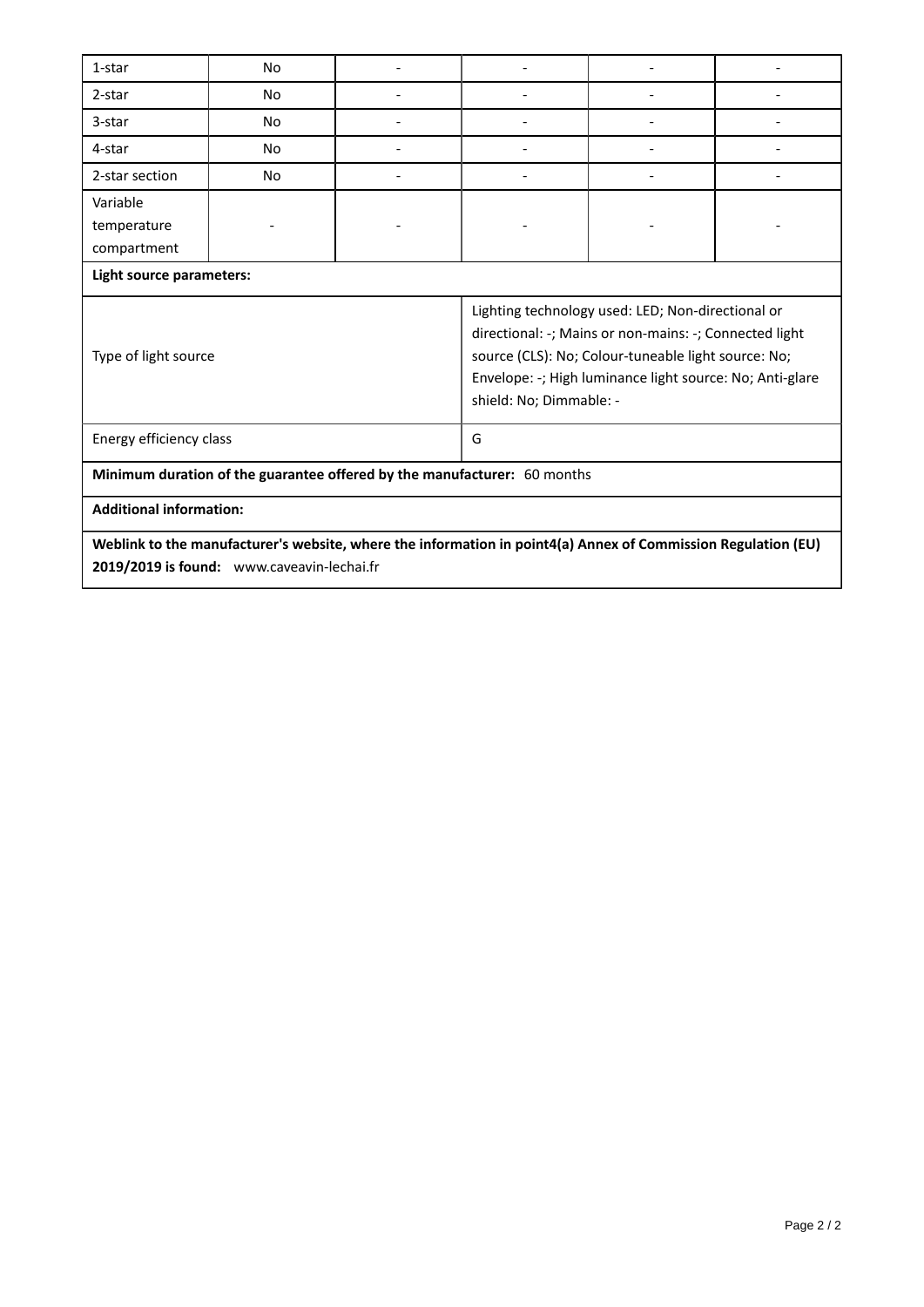| | | | | | |
|---|---|---|---|---|---|
| 1-star | No | - | - | - | - |
| 2-star | No | - | - | - | - |
| 3-star | No | - | - | - | - |
| 4-star | No | - | - | - | - |
| 2-star section | No | - | - | - | - |
| Variable temperature compartment | - | - | - | - | - |

| | |
|---|---|
| **Light source parameters:** | |
| Type of light source | Lighting technology used: LED; Non-directional or directional: -; Mains or non-mains: -; Connected light source (CLS): No; Colour-tuneable light source: No; Envelope: -; High luminance light source: No; Anti-glare shield: No; Dimmable: - |
| Energy efficiency class | G |

**Minimum duration of the guarantee offered by the manufacturer:** 60 months

**Additional information:**

**Weblink to the manufacturer's website, where the information in point4(a) Annex of Commission Regulation (EU) 2019/2019 is found:** www.caveavin-lechai.fr